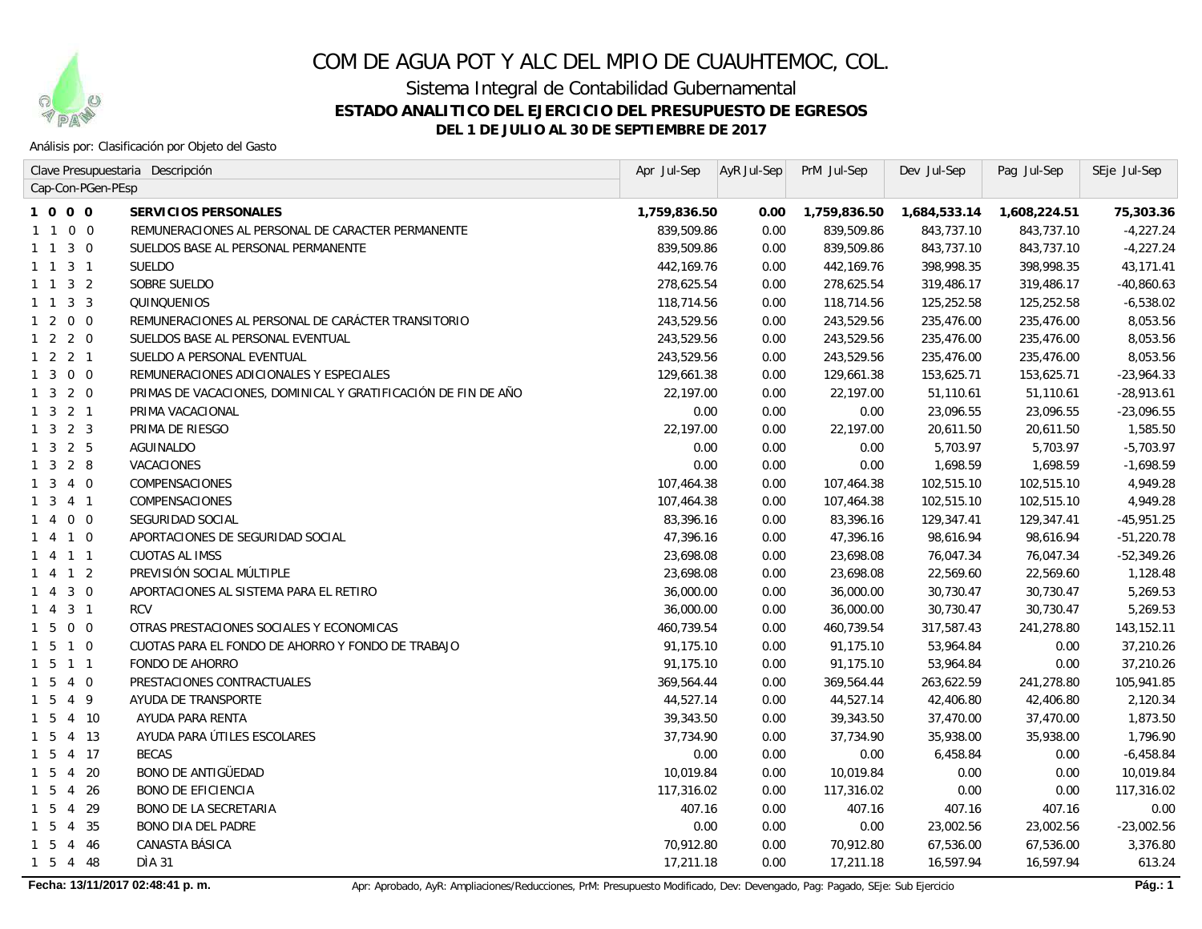# COM DE AGUA POT Y ALC DEL MPIO DE CUAUHTEMOC, COL.

## Sistema Integral de Contabilidad Gubernamental

### ESTADO ANALITICO DEL EJERCICIO DEL PRESUPUESTO DE EGRESOS

### DEL 1 DE JULIO AL 30 DE SEPTIEMBRE DE 2017

Análisis por: Clasificación por Objeto del Gasto

| Clave Presupuestaria Cap-Con-PGen-PEsp | Descripción | Apr Jul-Sep | AyR Jul-Sep | PrM Jul-Sep | Dev Jul-Sep | Pag Jul-Sep | SEje Jul-Sep |
|---|---|---|---|---|---|---|---|
| **1 0 0 0** | **SERVICIOS PERSONALES** | **1,759,836.50** | **0.00** | **1,759,836.50** | **1,684,533.14** | **1,608,224.51** | **75,303.36** |
| 1 1 0 0 | REMUNERACIONES AL PERSONAL DE CARACTER PERMANENTE | 839,509.86 | 0.00 | 839,509.86 | 843,737.10 | 843,737.10 | -4,227.24 |
| 1 1 3 0 | SUELDOS BASE AL PERSONAL PERMANENTE | 839,509.86 | 0.00 | 839,509.86 | 843,737.10 | 843,737.10 | -4,227.24 |
| 1 1 3 1 | SUELDO | 442,169.76 | 0.00 | 442,169.76 | 398,998.35 | 398,998.35 | 43,171.41 |
| 1 1 3 2 | SOBRE SUELDO | 278,625.54 | 0.00 | 278,625.54 | 319,486.17 | 319,486.17 | -40,860.63 |
| 1 1 3 3 | QUINQUENIOS | 118,714.56 | 0.00 | 118,714.56 | 125,252.58 | 125,252.58 | -6,538.02 |
| 1 2 0 0 | REMUNERACIONES AL PERSONAL DE CARÁCTER TRANSITORIO | 243,529.56 | 0.00 | 243,529.56 | 235,476.00 | 235,476.00 | 8,053.56 |
| 1 2 2 0 | SUELDOS BASE AL PERSONAL EVENTUAL | 243,529.56 | 0.00 | 243,529.56 | 235,476.00 | 235,476.00 | 8,053.56 |
| 1 2 2 1 | SUELDO A PERSONAL EVENTUAL | 243,529.56 | 0.00 | 243,529.56 | 235,476.00 | 235,476.00 | 8,053.56 |
| 1 3 0 0 | REMUNERACIONES ADICIONALES Y ESPECIALES | 129,661.38 | 0.00 | 129,661.38 | 153,625.71 | 153,625.71 | -23,964.33 |
| 1 3 2 0 | PRIMAS DE VACACIONES, DOMINICAL Y GRATIFICACIÓN DE FIN DE AÑO | 22,197.00 | 0.00 | 22,197.00 | 51,110.61 | 51,110.61 | -28,913.61 |
| 1 3 2 1 | PRIMA VACACIONAL | 0.00 | 0.00 | 0.00 | 23,096.55 | 23,096.55 | -23,096.55 |
| 1 3 2 3 | PRIMA DE RIESGO | 22,197.00 | 0.00 | 22,197.00 | 20,611.50 | 20,611.50 | 1,585.50 |
| 1 3 2 5 | AGUINALDO | 0.00 | 0.00 | 0.00 | 5,703.97 | 5,703.97 | -5,703.97 |
| 1 3 2 8 | VACACIONES | 0.00 | 0.00 | 0.00 | 1,698.59 | 1,698.59 | -1,698.59 |
| 1 3 4 0 | COMPENSACIONES | 107,464.38 | 0.00 | 107,464.38 | 102,515.10 | 102,515.10 | 4,949.28 |
| 1 3 4 1 | COMPENSACIONES | 107,464.38 | 0.00 | 107,464.38 | 102,515.10 | 102,515.10 | 4,949.28 |
| 1 4 0 0 | SEGURIDAD SOCIAL | 83,396.16 | 0.00 | 83,396.16 | 129,347.41 | 129,347.41 | -45,951.25 |
| 1 4 1 0 | APORTACIONES DE SEGURIDAD SOCIAL | 47,396.16 | 0.00 | 47,396.16 | 98,616.94 | 98,616.94 | -51,220.78 |
| 1 4 1 1 | CUOTAS AL IMSS | 23,698.08 | 0.00 | 23,698.08 | 76,047.34 | 76,047.34 | -52,349.26 |
| 1 4 1 2 | PREVISIÓN SOCIAL MÚLTIPLE | 23,698.08 | 0.00 | 23,698.08 | 22,569.60 | 22,569.60 | 1,128.48 |
| 1 4 3 0 | APORTACIONES AL SISTEMA PARA EL RETIRO | 36,000.00 | 0.00 | 36,000.00 | 30,730.47 | 30,730.47 | 5,269.53 |
| 1 4 3 1 | RCV | 36,000.00 | 0.00 | 36,000.00 | 30,730.47 | 30,730.47 | 5,269.53 |
| 1 5 0 0 | OTRAS PRESTACIONES SOCIALES Y ECONOMICAS | 460,739.54 | 0.00 | 460,739.54 | 317,587.43 | 241,278.80 | 143,152.11 |
| 1 5 1 0 | CUOTAS PARA EL FONDO DE AHORRO Y FONDO DE TRABAJO | 91,175.10 | 0.00 | 91,175.10 | 53,964.84 | 0.00 | 37,210.26 |
| 1 5 1 1 | FONDO DE AHORRO | 91,175.10 | 0.00 | 91,175.10 | 53,964.84 | 0.00 | 37,210.26 |
| 1 5 4 0 | PRESTACIONES CONTRACTUALES | 369,564.44 | 0.00 | 369,564.44 | 263,622.59 | 241,278.80 | 105,941.85 |
| 1 5 4 9 | AYUDA DE TRANSPORTE | 44,527.14 | 0.00 | 44,527.14 | 42,406.80 | 42,406.80 | 2,120.34 |
| 1 5 4 10 | AYUDA PARA RENTA | 39,343.50 | 0.00 | 39,343.50 | 37,470.00 | 37,470.00 | 1,873.50 |
| 1 5 4 13 | AYUDA PARA ÚTILES ESCOLARES | 37,734.90 | 0.00 | 37,734.90 | 35,938.00 | 35,938.00 | 1,796.90 |
| 1 5 4 17 | BECAS | 0.00 | 0.00 | 0.00 | 6,458.84 | 0.00 | -6,458.84 |
| 1 5 4 20 | BONO DE ANTIGÜEDAD | 10,019.84 | 0.00 | 10,019.84 | 0.00 | 0.00 | 10,019.84 |
| 1 5 4 26 | BONO DE EFICIENCIA | 117,316.02 | 0.00 | 117,316.02 | 0.00 | 0.00 | 117,316.02 |
| 1 5 4 29 | BONO DE LA SECRETARIA | 407.16 | 0.00 | 407.16 | 407.16 | 407.16 | 0.00 |
| 1 5 4 35 | BONO DIA DEL PADRE | 0.00 | 0.00 | 0.00 | 23,002.56 | 23,002.56 | -23,002.56 |
| 1 5 4 46 | CANASTA BÁSICA | 70,912.80 | 0.00 | 70,912.80 | 67,536.00 | 67,536.00 | 3,376.80 |
| 1 5 4 48 | DÌA 31 | 17,211.18 | 0.00 | 17,211.18 | 16,597.94 | 16,597.94 | 613.24 |

Fecha: 13/11/2017 02:48:41 p. m. — Apr: Aprobado, AyR: Ampliaciones/Reducciones, PrM: Presupuesto Modificado, Dev: Devengado, Pag: Pagado, SEje: Sub Ejercicio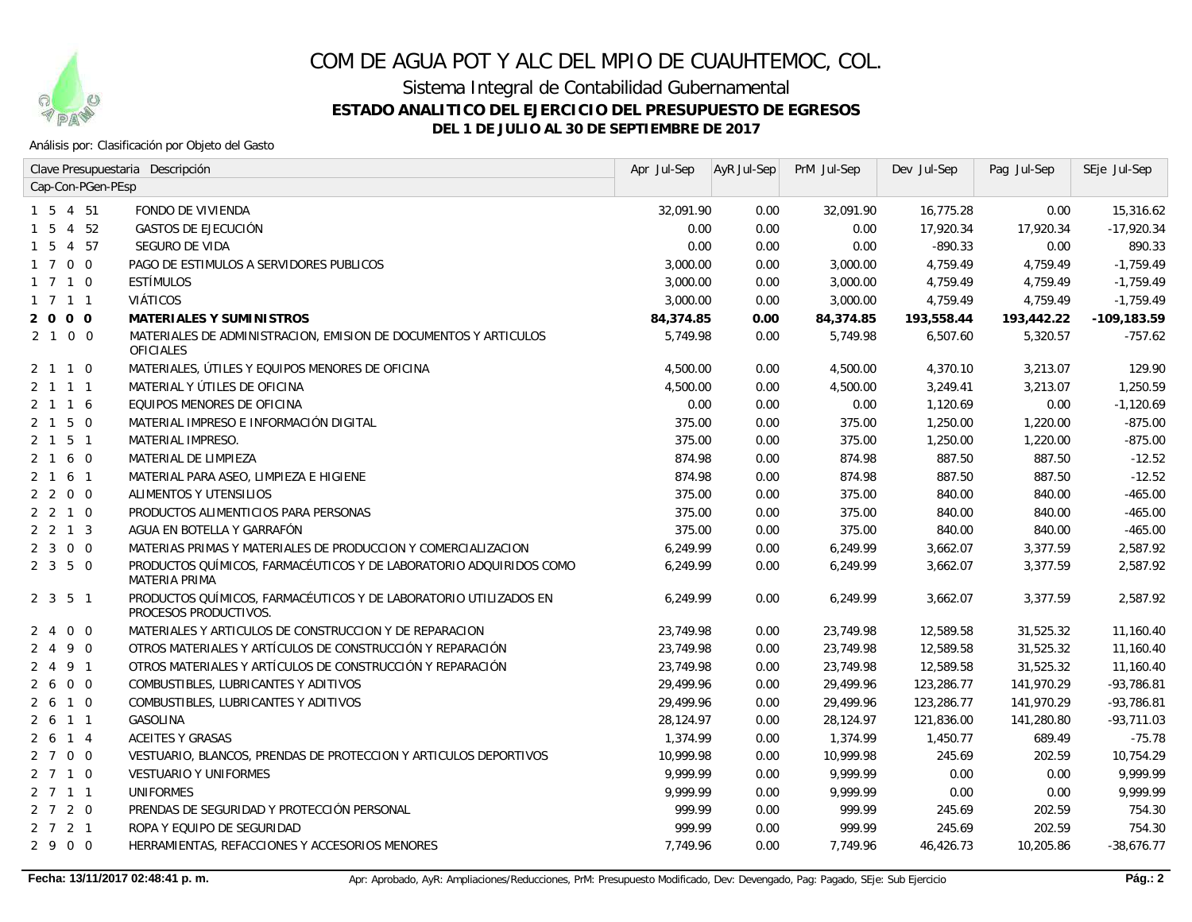# COM DE AGUA POT Y ALC DEL MPIO DE CUAUHTEMOC, COL.

## Sistema Integral de Contabilidad Gubernamental

### ESTADO ANALITICO DEL EJERCICIO DEL PRESUPUESTO DE EGRESOS

### DEL 1 DE JULIO AL 30 DE SEPTIEMBRE DE 2017

Análisis por: Clasificación por Objeto del Gasto

| Clave Presupuestaria Cap-Con-PGen-PEsp | Descripción | Apr Jul-Sep | AyR Jul-Sep | PrM Jul-Sep | Dev Jul-Sep | Pag Jul-Sep | SEje Jul-Sep |
|---|---|---|---|---|---|---|---|
| 1 5 4 51 | FONDO DE VIVIENDA | 32,091.90 | 0.00 | 32,091.90 | 16,775.28 | 0.00 | 15,316.62 |
| 1 5 4 52 | GASTOS DE EJECUCIÓN | 0.00 | 0.00 | 0.00 | 17,920.34 | 17,920.34 | -17,920.34 |
| 1 5 4 57 | SEGURO DE VIDA | 0.00 | 0.00 | 0.00 | -890.33 | 0.00 | 890.33 |
| 1 7 0 0 | PAGO DE ESTIMULOS A SERVIDORES PUBLICOS | 3,000.00 | 0.00 | 3,000.00 | 4,759.49 | 4,759.49 | -1,759.49 |
| 1 7 1 0 | ESTÍMULOS | 3,000.00 | 0.00 | 3,000.00 | 4,759.49 | 4,759.49 | -1,759.49 |
| 1 7 1 1 | VIÁTICOS | 3,000.00 | 0.00 | 3,000.00 | 4,759.49 | 4,759.49 | -1,759.49 |
| **2 0 0 0** | **MATERIALES Y SUMINISTROS** | **84,374.85** | **0.00** | **84,374.85** | **193,558.44** | **193,442.22** | **-109,183.59** |
| 2 1 0 0 | MATERIALES DE ADMINISTRACION, EMISION DE DOCUMENTOS Y ARTICULOS OFICIALES | 5,749.98 | 0.00 | 5,749.98 | 6,507.60 | 5,320.57 | -757.62 |
| 2 1 1 0 | MATERIALES, ÚTILES Y EQUIPOS MENORES DE OFICINA | 4,500.00 | 0.00 | 4,500.00 | 4,370.10 | 3,213.07 | 129.90 |
| 2 1 1 1 | MATERIAL Y ÚTILES DE OFICINA | 4,500.00 | 0.00 | 4,500.00 | 3,249.41 | 3,213.07 | 1,250.59 |
| 2 1 1 6 | EQUIPOS MENORES DE OFICINA | 0.00 | 0.00 | 0.00 | 1,120.69 | 0.00 | -1,120.69 |
| 2 1 5 0 | MATERIAL IMPRESO E INFORMACIÓN DIGITAL | 375.00 | 0.00 | 375.00 | 1,250.00 | 1,220.00 | -875.00 |
| 2 1 5 1 | MATERIAL IMPRESO. | 375.00 | 0.00 | 375.00 | 1,250.00 | 1,220.00 | -875.00 |
| 2 1 6 0 | MATERIAL DE LIMPIEZA | 874.98 | 0.00 | 874.98 | 887.50 | 887.50 | -12.52 |
| 2 1 6 1 | MATERIAL PARA ASEO, LIMPIEZA E HIGIENE | 874.98 | 0.00 | 874.98 | 887.50 | 887.50 | -12.52 |
| 2 2 0 0 | ALIMENTOS Y UTENSILIOS | 375.00 | 0.00 | 375.00 | 840.00 | 840.00 | -465.00 |
| 2 2 1 0 | PRODUCTOS ALIMENTICIOS PARA PERSONAS | 375.00 | 0.00 | 375.00 | 840.00 | 840.00 | -465.00 |
| 2 2 1 3 | AGUA EN BOTELLA Y GARRAFÓN | 375.00 | 0.00 | 375.00 | 840.00 | 840.00 | -465.00 |
| 2 3 0 0 | MATERIAS PRIMAS Y MATERIALES DE PRODUCCION Y COMERCIALIZACION | 6,249.99 | 0.00 | 6,249.99 | 3,662.07 | 3,377.59 | 2,587.92 |
| 2 3 5 0 | PRODUCTOS QUÍMICOS, FARMACÉUTICOS Y DE LABORATORIO ADQUIRIDOS COMO MATERIA PRIMA | 6,249.99 | 0.00 | 6,249.99 | 3,662.07 | 3,377.59 | 2,587.92 |
| 2 3 5 1 | PRODUCTOS QUÍMICOS, FARMACÉUTICOS Y DE LABORATORIO UTILIZADOS EN PROCESOS PRODUCTIVOS. | 6,249.99 | 0.00 | 6,249.99 | 3,662.07 | 3,377.59 | 2,587.92 |
| 2 4 0 0 | MATERIALES Y ARTICULOS DE CONSTRUCCION Y DE REPARACION | 23,749.98 | 0.00 | 23,749.98 | 12,589.58 | 31,525.32 | 11,160.40 |
| 2 4 9 0 | OTROS MATERIALES Y ARTÍCULOS DE CONSTRUCCIÓN Y REPARACIÓN | 23,749.98 | 0.00 | 23,749.98 | 12,589.58 | 31,525.32 | 11,160.40 |
| 2 4 9 1 | OTROS MATERIALES Y ARTÍCULOS DE CONSTRUCCIÓN Y REPARACIÓN | 23,749.98 | 0.00 | 23,749.98 | 12,589.58 | 31,525.32 | 11,160.40 |
| 2 6 0 0 | COMBUSTIBLES, LUBRICANTES Y ADITIVOS | 29,499.96 | 0.00 | 29,499.96 | 123,286.77 | 141,970.29 | -93,786.81 |
| 2 6 1 0 | COMBUSTIBLES, LUBRICANTES Y ADITIVOS | 29,499.96 | 0.00 | 29,499.96 | 123,286.77 | 141,970.29 | -93,786.81 |
| 2 6 1 1 | GASOLINA | 28,124.97 | 0.00 | 28,124.97 | 121,836.00 | 141,280.80 | -93,711.03 |
| 2 6 1 4 | ACEITES Y GRASAS | 1,374.99 | 0.00 | 1,374.99 | 1,450.77 | 689.49 | -75.78 |
| 2 7 0 0 | VESTUARIO, BLANCOS, PRENDAS DE PROTECCION Y ARTICULOS DEPORTIVOS | 10,999.98 | 0.00 | 10,999.98 | 245.69 | 202.59 | 10,754.29 |
| 2 7 1 0 | VESTUARIO Y UNIFORMES | 9,999.99 | 0.00 | 9,999.99 | 0.00 | 0.00 | 9,999.99 |
| 2 7 1 1 | UNIFORMES | 9,999.99 | 0.00 | 9,999.99 | 0.00 | 0.00 | 9,999.99 |
| 2 7 2 0 | PRENDAS DE SEGURIDAD Y PROTECCIÓN PERSONAL | 999.99 | 0.00 | 999.99 | 245.69 | 202.59 | 754.30 |
| 2 7 2 1 | ROPA Y EQUIPO DE SEGURIDAD | 999.99 | 0.00 | 999.99 | 245.69 | 202.59 | 754.30 |
| 2 9 0 0 | HERRAMIENTAS, REFACCIONES Y ACCESORIOS MENORES | 7,749.96 | 0.00 | 7,749.96 | 46,426.73 | 10,205.86 | -38,676.77 |

Fecha: 13/11/2017 02:48:41 p. m.

Apr: Aprobado, AyR: Ampliaciones/Reducciones, PrM: Presupuesto Modificado, Dev: Devengado, Pag: Pagado, SEje: Sub Ejercicio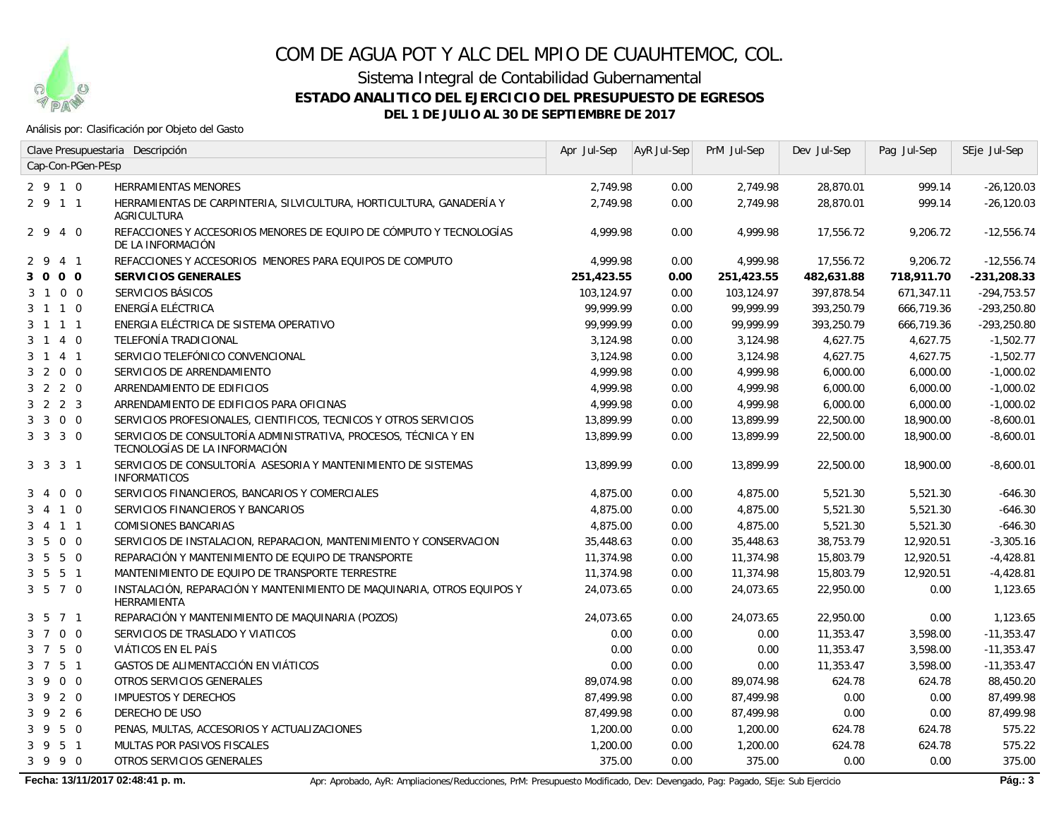# COM DE AGUA POT Y ALC DEL MPIO DE CUAUHTEMOC, COL.

## Sistema Integral de Contabilidad Gubernamental

### ESTADO ANALITICO DEL EJERCICIO DEL PRESUPUESTO DE EGRESOS

### DEL 1 DE JULIO AL 30 DE SEPTIEMBRE DE 2017

Análisis por: Clasificación por Objeto del Gasto

| Clave Presupuestaria Cap-Con-PGen-PEsp | Descripción | Apr Jul-Sep | AyR Jul-Sep | PrM Jul-Sep | Dev Jul-Sep | Pag Jul-Sep | SEje Jul-Sep |
|---|---|---|---|---|---|---|---|
| 2 9 1 0 | HERRAMIENTAS MENORES | 2,749.98 | 0.00 | 2,749.98 | 28,870.01 | 999.14 | -26,120.03 |
| 2 9 1 1 | HERRAMIENTAS DE CARPINTERIA, SILVICULTURA, HORTICULTURA, GANADERÍA Y AGRICULTURA | 2,749.98 | 0.00 | 2,749.98 | 28,870.01 | 999.14 | -26,120.03 |
| 2 9 4 0 | REFACCIONES Y ACCESORIOS MENORES DE EQUIPO DE CÓMPUTO Y TECNOLOGÍAS DE LA INFORMACIÓN | 4,999.98 | 0.00 | 4,999.98 | 17,556.72 | 9,206.72 | -12,556.74 |
| 2 9 4 1 | REFACCIONES Y ACCESORIOS MENORES PARA EQUIPOS DE COMPUTO | 4,999.98 | 0.00 | 4,999.98 | 17,556.72 | 9,206.72 | -12,556.74 |
| **3 0 0 0** | **SERVICIOS GENERALES** | **251,423.55** | **0.00** | **251,423.55** | **482,631.88** | **718,911.70** | **-231,208.33** |
| 3 1 0 0 | SERVICIOS BÁSICOS | 103,124.97 | 0.00 | 103,124.97 | 397,878.54 | 671,347.11 | -294,753.57 |
| 3 1 1 0 | ENERGÍA ELÉCTRICA | 99,999.99 | 0.00 | 99,999.99 | 393,250.79 | 666,719.36 | -293,250.80 |
| 3 1 1 1 | ENERGIA ELÉCTRICA DE SISTEMA OPERATIVO | 99,999.99 | 0.00 | 99,999.99 | 393,250.79 | 666,719.36 | -293,250.80 |
| 3 1 4 0 | TELEFONÍA TRADICIONAL | 3,124.98 | 0.00 | 3,124.98 | 4,627.75 | 4,627.75 | -1,502.77 |
| 3 1 4 1 | SERVICIO TELEFÓNICO CONVENCIONAL | 3,124.98 | 0.00 | 3,124.98 | 4,627.75 | 4,627.75 | -1,502.77 |
| 3 2 0 0 | SERVICIOS DE ARRENDAMIENTO | 4,999.98 | 0.00 | 4,999.98 | 6,000.00 | 6,000.00 | -1,000.02 |
| 3 2 2 0 | ARRENDAMIENTO DE EDIFICIOS | 4,999.98 | 0.00 | 4,999.98 | 6,000.00 | 6,000.00 | -1,000.02 |
| 3 2 2 3 | ARRENDAMIENTO DE EDIFICIOS PARA OFICINAS | 4,999.98 | 0.00 | 4,999.98 | 6,000.00 | 6,000.00 | -1,000.02 |
| 3 3 0 0 | SERVICIOS PROFESIONALES, CIENTIFICOS, TECNICOS Y OTROS SERVICIOS | 13,899.99 | 0.00 | 13,899.99 | 22,500.00 | 18,900.00 | -8,600.01 |
| 3 3 3 0 | SERVICIOS DE CONSULTORÍA ADMINISTRATIVA, PROCESOS, TÉCNICA Y EN TECNOLOGÍAS DE LA INFORMACIÓN | 13,899.99 | 0.00 | 13,899.99 | 22,500.00 | 18,900.00 | -8,600.01 |
| 3 3 3 1 | SERVICIOS DE CONSULTORÍA ASESORIA Y MANTENIMIENTO DE SISTEMAS INFORMATICOS | 13,899.99 | 0.00 | 13,899.99 | 22,500.00 | 18,900.00 | -8,600.01 |
| 3 4 0 0 | SERVICIOS FINANCIEROS, BANCARIOS Y COMERCIALES | 4,875.00 | 0.00 | 4,875.00 | 5,521.30 | 5,521.30 | -646.30 |
| 3 4 1 0 | SERVICIOS FINANCIEROS Y BANCARIOS | 4,875.00 | 0.00 | 4,875.00 | 5,521.30 | 5,521.30 | -646.30 |
| 3 4 1 1 | COMISIONES BANCARIAS | 4,875.00 | 0.00 | 4,875.00 | 5,521.30 | 5,521.30 | -646.30 |
| 3 5 0 0 | SERVICIOS DE INSTALACION, REPARACION, MANTENIMIENTO Y CONSERVACION | 35,448.63 | 0.00 | 35,448.63 | 38,753.79 | 12,920.51 | -3,305.16 |
| 3 5 5 0 | REPARACIÓN Y MANTENIMIENTO DE EQUIPO DE TRANSPORTE | 11,374.98 | 0.00 | 11,374.98 | 15,803.79 | 12,920.51 | -4,428.81 |
| 3 5 5 1 | MANTENIMIENTO DE EQUIPO DE TRANSPORTE TERRESTRE | 11,374.98 | 0.00 | 11,374.98 | 15,803.79 | 12,920.51 | -4,428.81 |
| 3 5 7 0 | INSTALACIÓN, REPARACIÓN Y MANTENIMIENTO DE MAQUINARIA, OTROS EQUIPOS Y HERRAMIENTA | 24,073.65 | 0.00 | 24,073.65 | 22,950.00 | 0.00 | 1,123.65 |
| 3 5 7 1 | REPARACIÓN Y MANTENIMIENTO DE MAQUINARIA (POZOS) | 24,073.65 | 0.00 | 24,073.65 | 22,950.00 | 0.00 | 1,123.65 |
| 3 7 0 0 | SERVICIOS DE TRASLADO Y VIATICOS | 0.00 | 0.00 | 0.00 | 11,353.47 | 3,598.00 | -11,353.47 |
| 3 7 5 0 | VIÁTICOS EN EL PAÍS | 0.00 | 0.00 | 0.00 | 11,353.47 | 3,598.00 | -11,353.47 |
| 3 7 5 1 | GASTOS DE ALIMENTACCIÓN EN VIÁTICOS | 0.00 | 0.00 | 0.00 | 11,353.47 | 3,598.00 | -11,353.47 |
| 3 9 0 0 | OTROS SERVICIOS GENERALES | 89,074.98 | 0.00 | 89,074.98 | 624.78 | 624.78 | 88,450.20 |
| 3 9 2 0 | IMPUESTOS Y DERECHOS | 87,499.98 | 0.00 | 87,499.98 | 0.00 | 0.00 | 87,499.98 |
| 3 9 2 6 | DERECHO DE USO | 87,499.98 | 0.00 | 87,499.98 | 0.00 | 0.00 | 87,499.98 |
| 3 9 5 0 | PENAS, MULTAS, ACCESORIOS Y ACTUALIZACIONES | 1,200.00 | 0.00 | 1,200.00 | 624.78 | 624.78 | 575.22 |
| 3 9 5 1 | MULTAS POR PASIVOS FISCALES | 1,200.00 | 0.00 | 1,200.00 | 624.78 | 624.78 | 575.22 |
| 3 9 9 0 | OTROS SERVICIOS GENERALES | 375.00 | 0.00 | 375.00 | 0.00 | 0.00 | 375.00 |

**Fecha: 13/11/2017 02:48:41 p. m.**

Apr: Aprobado, AyR: Ampliaciones/Reducciones, PrM: Presupuesto Modificado, Dev: Devengado, Pag: Pagado, SEje: Sub Ejercicio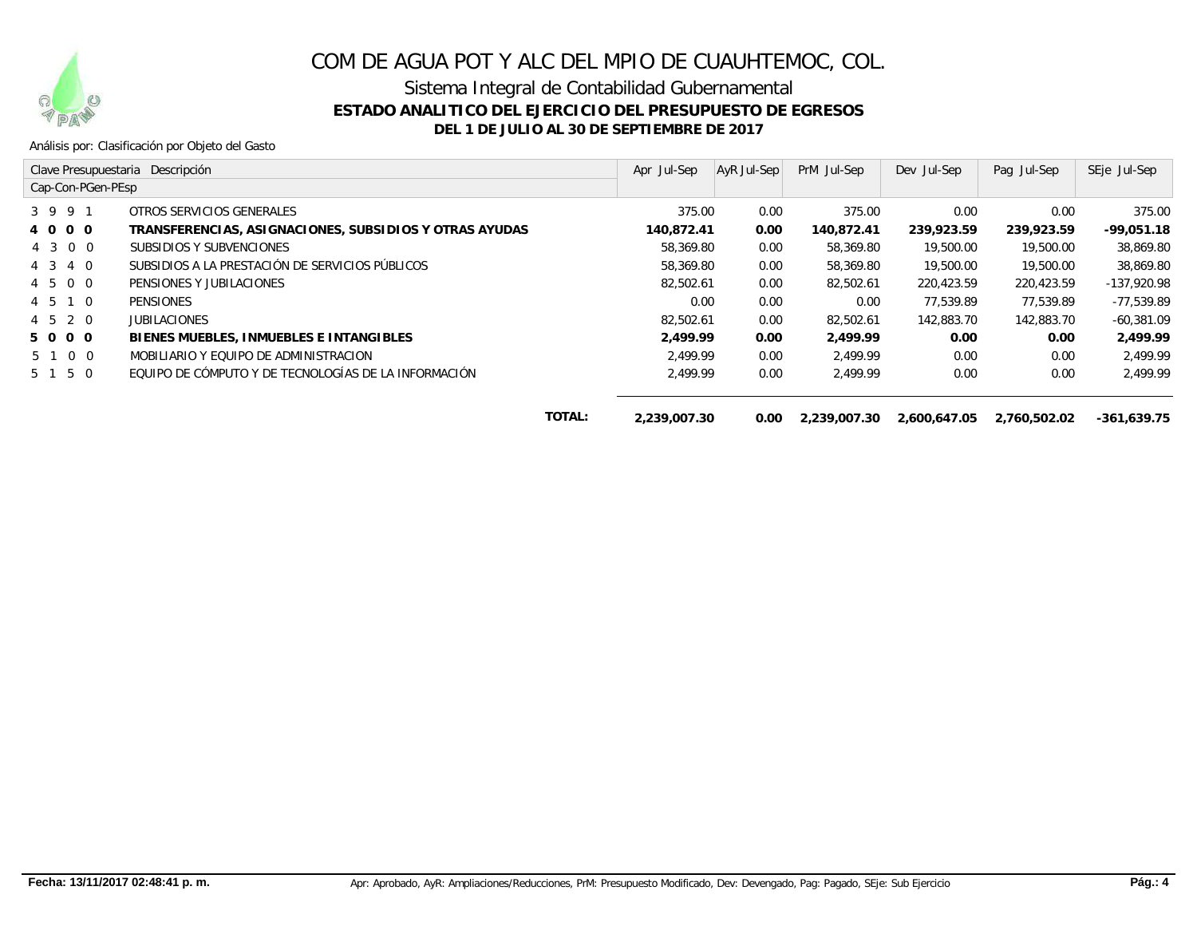# COM DE AGUA POT Y ALC DEL MPIO DE CUAUHTEMOC, COL.

Sistema Integral de Contabilidad Gubernamental

**ESTADO ANALITICO DEL EJERCICIO DEL PRESUPUESTO DE EGRESOS**

**DEL 1 DE JULIO AL 30 DE SEPTIEMBRE DE 2017**

Análisis por: Clasificación por Objeto del Gasto

| Clave Presupuestaria Cap-Con-PGen-PEsp | Descripción | Apr Jul-Sep | AyR Jul-Sep | PrM Jul-Sep | Dev Jul-Sep | Pag Jul-Sep | SEje Jul-Sep |
|---|---|---|---|---|---|---|---|
| 3 9 9 1 | OTROS SERVICIOS GENERALES | 375.00 | 0.00 | 375.00 | 0.00 | 0.00 | 375.00 |
| **4 0 0 0** | **TRANSFERENCIAS, ASIGNACIONES, SUBSIDIOS Y OTRAS AYUDAS** | **140,872.41** | **0.00** | **140,872.41** | **239,923.59** | **239,923.59** | **-99,051.18** |
| 4 3 0 0 | SUBSIDIOS Y SUBVENCIONES | 58,369.80 | 0.00 | 58,369.80 | 19,500.00 | 19,500.00 | 38,869.80 |
| 4 3 4 0 | SUBSIDIOS A LA PRESTACIÓN DE SERVICIOS PÚBLICOS | 58,369.80 | 0.00 | 58,369.80 | 19,500.00 | 19,500.00 | 38,869.80 |
| 4 5 0 0 | PENSIONES Y JUBILACIONES | 82,502.61 | 0.00 | 82,502.61 | 220,423.59 | 220,423.59 | -137,920.98 |
| 4 5 1 0 | PENSIONES | 0.00 | 0.00 | 0.00 | 77,539.89 | 77,539.89 | -77,539.89 |
| 4 5 2 0 | JUBILACIONES | 82,502.61 | 0.00 | 82,502.61 | 142,883.70 | 142,883.70 | -60,381.09 |
| **5 0 0 0** | **BIENES MUEBLES, INMUEBLES E INTANGIBLES** | **2,499.99** | **0.00** | **2,499.99** | **0.00** | **0.00** | **2,499.99** |
| 5 1 0 0 | MOBILIARIO Y EQUIPO DE ADMINISTRACION | 2,499.99 | 0.00 | 2,499.99 | 0.00 | 0.00 | 2,499.99 |
| 5 1 5 0 | EQUIPO DE CÓMPUTO Y DE TECNOLOGÍAS DE LA INFORMACIÓN | 2,499.99 | 0.00 | 2,499.99 | 0.00 | 0.00 | 2,499.99 |
| | **TOTAL:** | **2,239,007.30** | **0.00** | **2,239,007.30** | **2,600,647.05** | **2,760,502.02** | **-361,639.75** |

**Fecha: 13/11/2017 02:48:41 p. m.**

Apr: Aprobado, AyR: Ampliaciones/Reducciones, PrM: Presupuesto Modificado, Dev: Devengado, Pag: Pagado, SEje: Sub Ejercicio